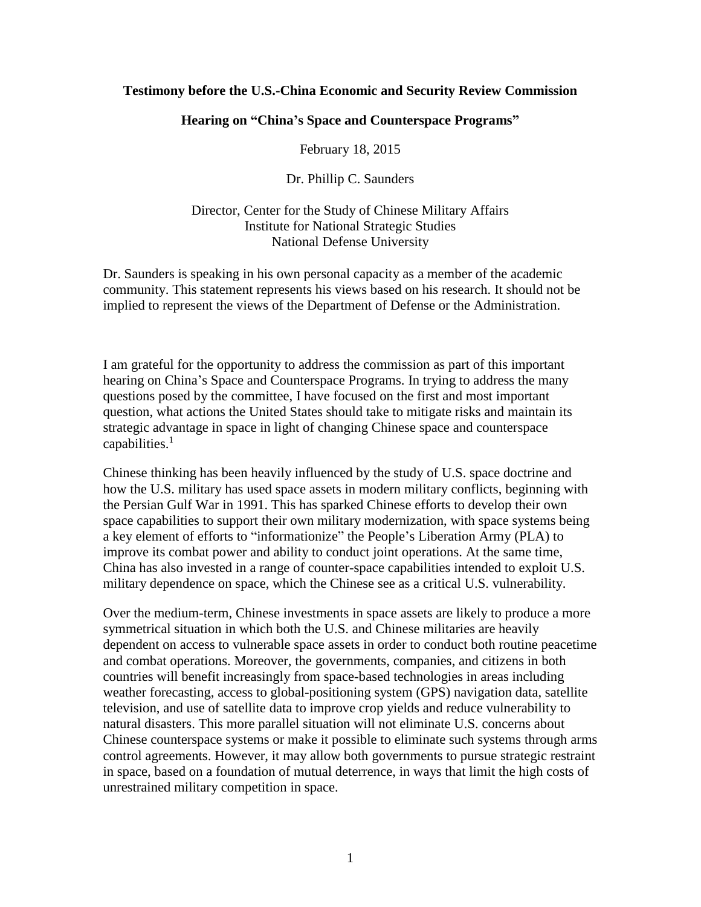**Testimony before the U.S.-China Economic and Security Review Commission**

**Hearing on "China's Space and Counterspace Programs"**

February 18, 2015

Dr. Phillip C. Saunders

Director, Center for the Study of Chinese Military Affairs
Institute for National Strategic Studies
National Defense University

Dr. Saunders is speaking in his own personal capacity as a member of the academic community. This statement represents his views based on his research. It should not be implied to represent the views of the Department of Defense or the Administration.

I am grateful for the opportunity to address the commission as part of this important hearing on China's Space and Counterspace Programs. In trying to address the many questions posed by the committee, I have focused on the first and most important question, what actions the United States should take to mitigate risks and maintain its strategic advantage in space in light of changing Chinese space and counterspace capabilities.[1]

Chinese thinking has been heavily influenced by the study of U.S. space doctrine and how the U.S. military has used space assets in modern military conflicts, beginning with the Persian Gulf War in 1991. This has sparked Chinese efforts to develop their own space capabilities to support their own military modernization, with space systems being a key element of efforts to "informationize" the People's Liberation Army (PLA) to improve its combat power and ability to conduct joint operations. At the same time, China has also invested in a range of counter-space capabilities intended to exploit U.S. military dependence on space, which the Chinese see as a critical U.S. vulnerability.

Over the medium-term, Chinese investments in space assets are likely to produce a more symmetrical situation in which both the U.S. and Chinese militaries are heavily dependent on access to vulnerable space assets in order to conduct both routine peacetime and combat operations. Moreover, the governments, companies, and citizens in both countries will benefit increasingly from space-based technologies in areas including weather forecasting, access to global-positioning system (GPS) navigation data, satellite television, and use of satellite data to improve crop yields and reduce vulnerability to natural disasters. This more parallel situation will not eliminate U.S. concerns about Chinese counterspace systems or make it possible to eliminate such systems through arms control agreements. However, it may allow both governments to pursue strategic restraint in space, based on a foundation of mutual deterrence, in ways that limit the high costs of unrestrained military competition in space.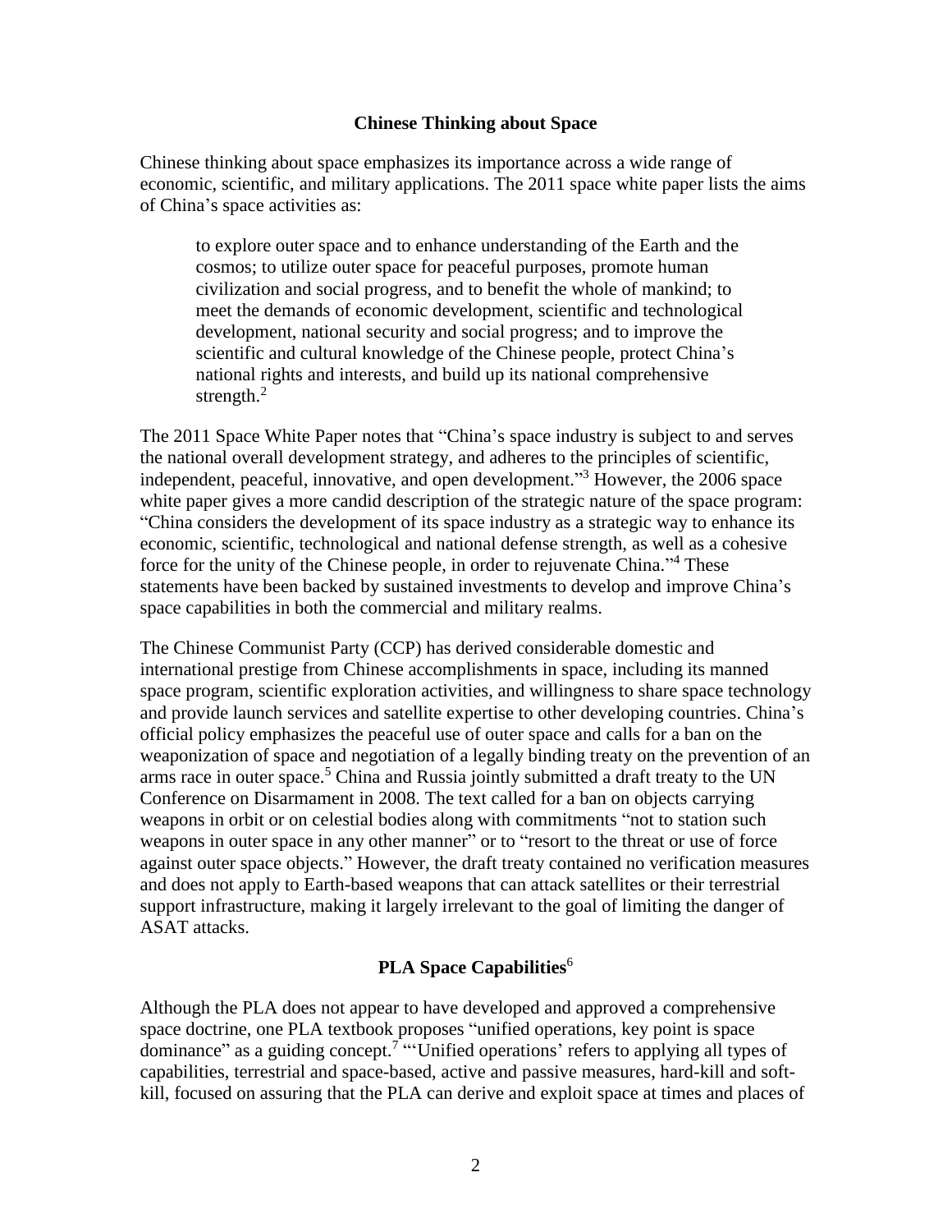## Chinese Thinking about Space

Chinese thinking about space emphasizes its importance across a wide range of economic, scientific, and military applications. The 2011 space white paper lists the aims of China's space activities as:

> to explore outer space and to enhance understanding of the Earth and the cosmos; to utilize outer space for peaceful purposes, promote human civilization and social progress, and to benefit the whole of mankind; to meet the demands of economic development, scientific and technological development, national security and social progress; and to improve the scientific and cultural knowledge of the Chinese people, protect China's national rights and interests, and build up its national comprehensive strength.[2]

The 2011 Space White Paper notes that "China's space industry is subject to and serves the national overall development strategy, and adheres to the principles of scientific, independent, peaceful, innovative, and open development."[3] However, the 2006 space white paper gives a more candid description of the strategic nature of the space program: "China considers the development of its space industry as a strategic way to enhance its economic, scientific, technological and national defense strength, as well as a cohesive force for the unity of the Chinese people, in order to rejuvenate China."[4] These statements have been backed by sustained investments to develop and improve China's space capabilities in both the commercial and military realms.

The Chinese Communist Party (CCP) has derived considerable domestic and international prestige from Chinese accomplishments in space, including its manned space program, scientific exploration activities, and willingness to share space technology and provide launch services and satellite expertise to other developing countries. China's official policy emphasizes the peaceful use of outer space and calls for a ban on the weaponization of space and negotiation of a legally binding treaty on the prevention of an arms race in outer space.[5] China and Russia jointly submitted a draft treaty to the UN Conference on Disarmament in 2008. The text called for a ban on objects carrying weapons in orbit or on celestial bodies along with commitments "not to station such weapons in outer space in any other manner" or to "resort to the threat or use of force against outer space objects." However, the draft treaty contained no verification measures and does not apply to Earth-based weapons that can attack satellites or their terrestrial support infrastructure, making it largely irrelevant to the goal of limiting the danger of ASAT attacks.

## PLA Space Capabilities[6]

Although the PLA does not appear to have developed and approved a comprehensive space doctrine, one PLA textbook proposes "unified operations, key point is space dominance" as a guiding concept.[7] "'Unified operations' refers to applying all types of capabilities, terrestrial and space-based, active and passive measures, hard-kill and soft-kill, focused on assuring that the PLA can derive and exploit space at times and places of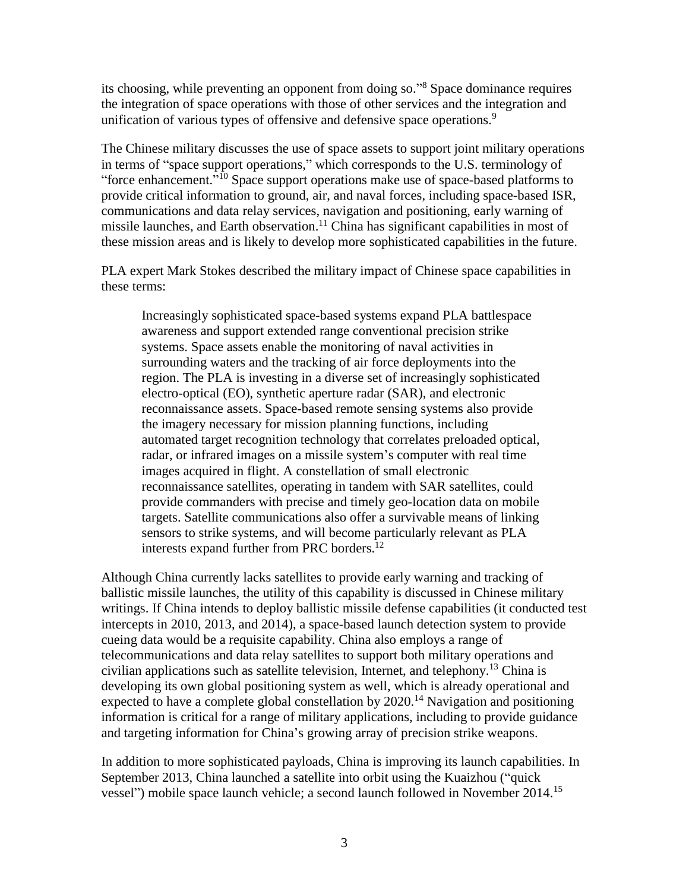its choosing, while preventing an opponent from doing so."[8] Space dominance requires the integration of space operations with those of other services and the integration and unification of various types of offensive and defensive space operations.[9]

The Chinese military discusses the use of space assets to support joint military operations in terms of "space support operations," which corresponds to the U.S. terminology of "force enhancement."[10] Space support operations make use of space-based platforms to provide critical information to ground, air, and naval forces, including space-based ISR, communications and data relay services, navigation and positioning, early warning of missile launches, and Earth observation.[11] China has significant capabilities in most of these mission areas and is likely to develop more sophisticated capabilities in the future.

PLA expert Mark Stokes described the military impact of Chinese space capabilities in these terms:

> Increasingly sophisticated space-based systems expand PLA battlespace awareness and support extended range conventional precision strike systems. Space assets enable the monitoring of naval activities in surrounding waters and the tracking of air force deployments into the region. The PLA is investing in a diverse set of increasingly sophisticated electro-optical (EO), synthetic aperture radar (SAR), and electronic reconnaissance assets. Space-based remote sensing systems also provide the imagery necessary for mission planning functions, including automated target recognition technology that correlates preloaded optical, radar, or infrared images on a missile system's computer with real time images acquired in flight. A constellation of small electronic reconnaissance satellites, operating in tandem with SAR satellites, could provide commanders with precise and timely geo-location data on mobile targets. Satellite communications also offer a survivable means of linking sensors to strike systems, and will become particularly relevant as PLA interests expand further from PRC borders.[12]

Although China currently lacks satellites to provide early warning and tracking of ballistic missile launches, the utility of this capability is discussed in Chinese military writings. If China intends to deploy ballistic missile defense capabilities (it conducted test intercepts in 2010, 2013, and 2014), a space-based launch detection system to provide cueing data would be a requisite capability. China also employs a range of telecommunications and data relay satellites to support both military operations and civilian applications such as satellite television, Internet, and telephony.[13] China is developing its own global positioning system as well, which is already operational and expected to have a complete global constellation by 2020.[14] Navigation and positioning information is critical for a range of military applications, including to provide guidance and targeting information for China's growing array of precision strike weapons.

In addition to more sophisticated payloads, China is improving its launch capabilities. In September 2013, China launched a satellite into orbit using the Kuaizhou ("quick vessel") mobile space launch vehicle; a second launch followed in November 2014.[15]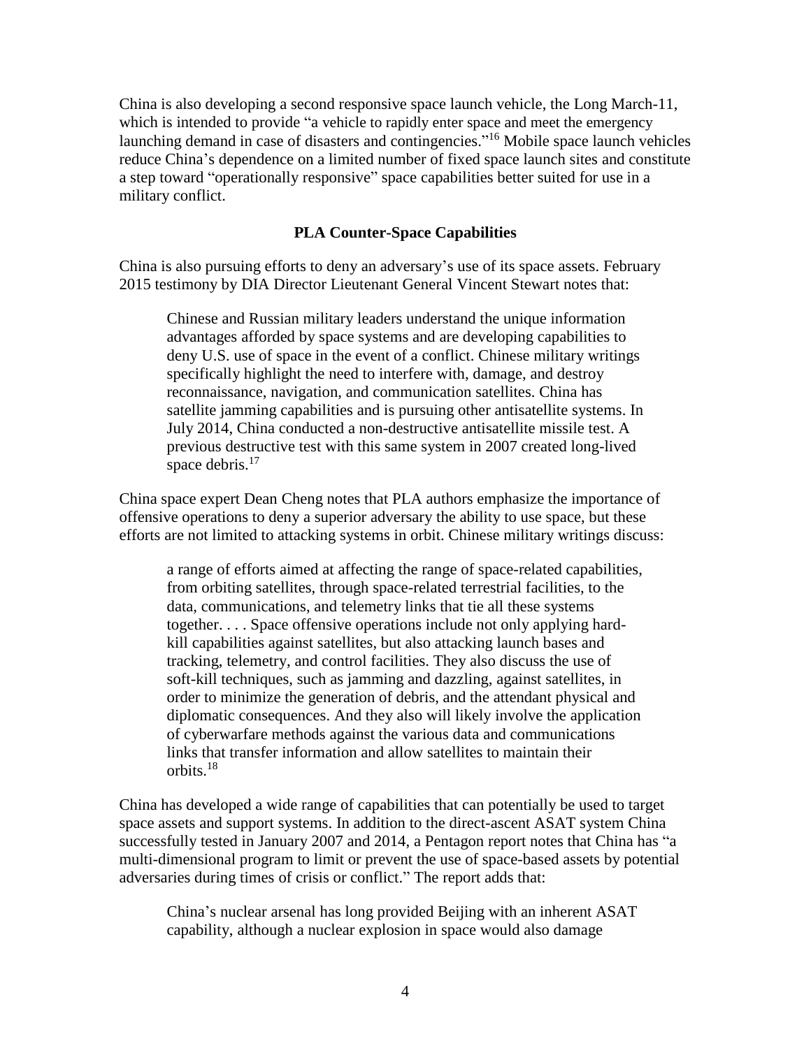China is also developing a second responsive space launch vehicle, the Long March-11, which is intended to provide "a vehicle to rapidly enter space and meet the emergency launching demand in case of disasters and contingencies."[16] Mobile space launch vehicles reduce China's dependence on a limited number of fixed space launch sites and constitute a step toward "operationally responsive" space capabilities better suited for use in a military conflict.

### PLA Counter-Space Capabilities

China is also pursuing efforts to deny an adversary's use of its space assets. February 2015 testimony by DIA Director Lieutenant General Vincent Stewart notes that:

> Chinese and Russian military leaders understand the unique information advantages afforded by space systems and are developing capabilities to deny U.S. use of space in the event of a conflict. Chinese military writings specifically highlight the need to interfere with, damage, and destroy reconnaissance, navigation, and communication satellites. China has satellite jamming capabilities and is pursuing other antisatellite systems. In July 2014, China conducted a non-destructive antisatellite missile test. A previous destructive test with this same system in 2007 created long-lived space debris.[17]

China space expert Dean Cheng notes that PLA authors emphasize the importance of offensive operations to deny a superior adversary the ability to use space, but these efforts are not limited to attacking systems in orbit. Chinese military writings discuss:

> a range of efforts aimed at affecting the range of space-related capabilities, from orbiting satellites, through space-related terrestrial facilities, to the data, communications, and telemetry links that tie all these systems together. . . . Space offensive operations include not only applying hard-kill capabilities against satellites, but also attacking launch bases and tracking, telemetry, and control facilities. They also discuss the use of soft-kill techniques, such as jamming and dazzling, against satellites, in order to minimize the generation of debris, and the attendant physical and diplomatic consequences. And they also will likely involve the application of cyberwarfare methods against the various data and communications links that transfer information and allow satellites to maintain their orbits.[18]

China has developed a wide range of capabilities that can potentially be used to target space assets and support systems. In addition to the direct-ascent ASAT system China successfully tested in January 2007 and 2014, a Pentagon report notes that China has "a multi-dimensional program to limit or prevent the use of space-based assets by potential adversaries during times of crisis or conflict." The report adds that:

> China's nuclear arsenal has long provided Beijing with an inherent ASAT capability, although a nuclear explosion in space would also damage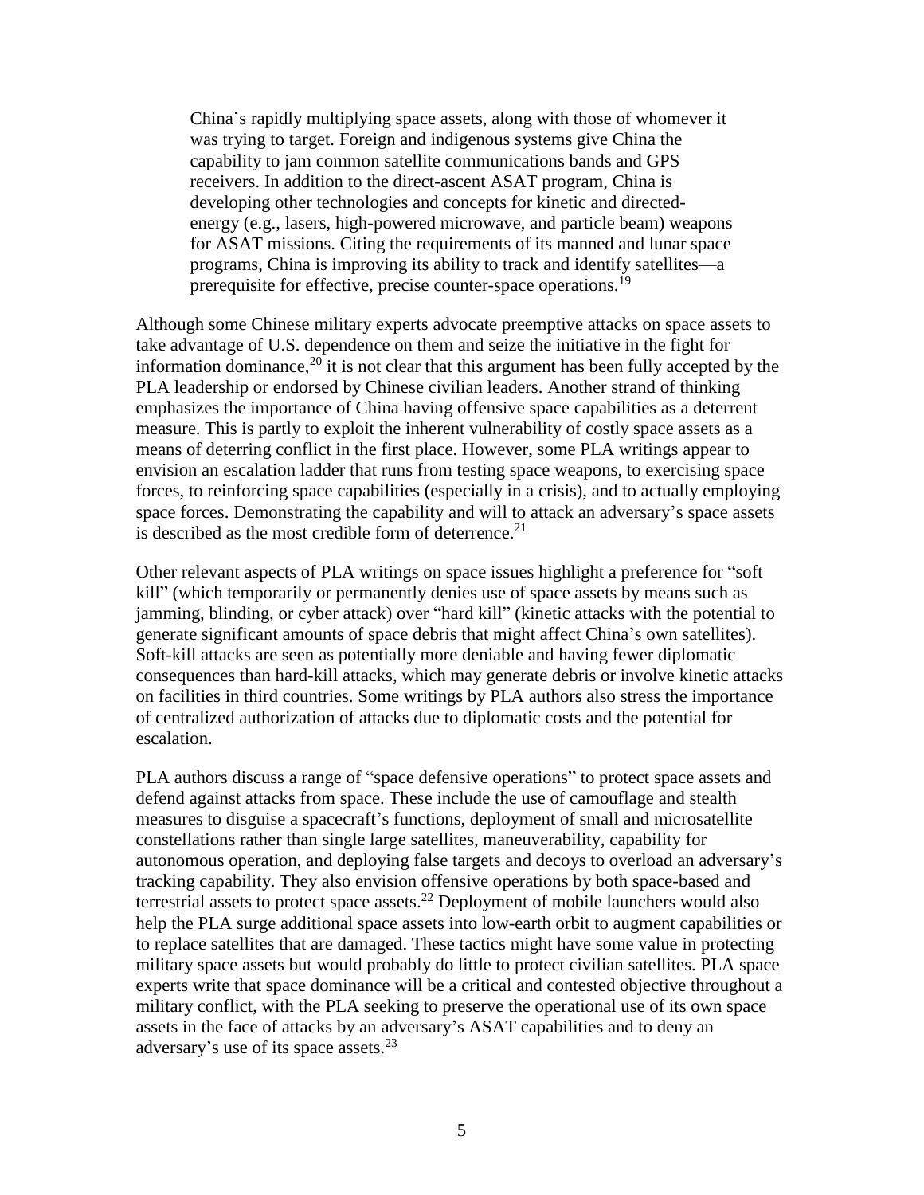> China's rapidly multiplying space assets, along with those of whomever it was trying to target. Foreign and indigenous systems give China the capability to jam common satellite communications bands and GPS receivers. In addition to the direct-ascent ASAT program, China is developing other technologies and concepts for kinetic and directed-energy (e.g., lasers, high-powered microwave, and particle beam) weapons for ASAT missions. Citing the requirements of its manned and lunar space programs, China is improving its ability to track and identify satellites—a prerequisite for effective, precise counter-space operations.[19]

Although some Chinese military experts advocate preemptive attacks on space assets to take advantage of U.S. dependence on them and seize the initiative in the fight for information dominance,[20] it is not clear that this argument has been fully accepted by the PLA leadership or endorsed by Chinese civilian leaders. Another strand of thinking emphasizes the importance of China having offensive space capabilities as a deterrent measure. This is partly to exploit the inherent vulnerability of costly space assets as a means of deterring conflict in the first place. However, some PLA writings appear to envision an escalation ladder that runs from testing space weapons, to exercising space forces, to reinforcing space capabilities (especially in a crisis), and to actually employing space forces. Demonstrating the capability and will to attack an adversary's space assets is described as the most credible form of deterrence.[21]

Other relevant aspects of PLA writings on space issues highlight a preference for "soft kill" (which temporarily or permanently denies use of space assets by means such as jamming, blinding, or cyber attack) over "hard kill" (kinetic attacks with the potential to generate significant amounts of space debris that might affect China's own satellites). Soft-kill attacks are seen as potentially more deniable and having fewer diplomatic consequences than hard-kill attacks, which may generate debris or involve kinetic attacks on facilities in third countries. Some writings by PLA authors also stress the importance of centralized authorization of attacks due to diplomatic costs and the potential for escalation.

PLA authors discuss a range of "space defensive operations" to protect space assets and defend against attacks from space. These include the use of camouflage and stealth measures to disguise a spacecraft's functions, deployment of small and microsatellite constellations rather than single large satellites, maneuverability, capability for autonomous operation, and deploying false targets and decoys to overload an adversary's tracking capability. They also envision offensive operations by both space-based and terrestrial assets to protect space assets.[22] Deployment of mobile launchers would also help the PLA surge additional space assets into low-earth orbit to augment capabilities or to replace satellites that are damaged. These tactics might have some value in protecting military space assets but would probably do little to protect civilian satellites. PLA space experts write that space dominance will be a critical and contested objective throughout a military conflict, with the PLA seeking to preserve the operational use of its own space assets in the face of attacks by an adversary's ASAT capabilities and to deny an adversary's use of its space assets.[23]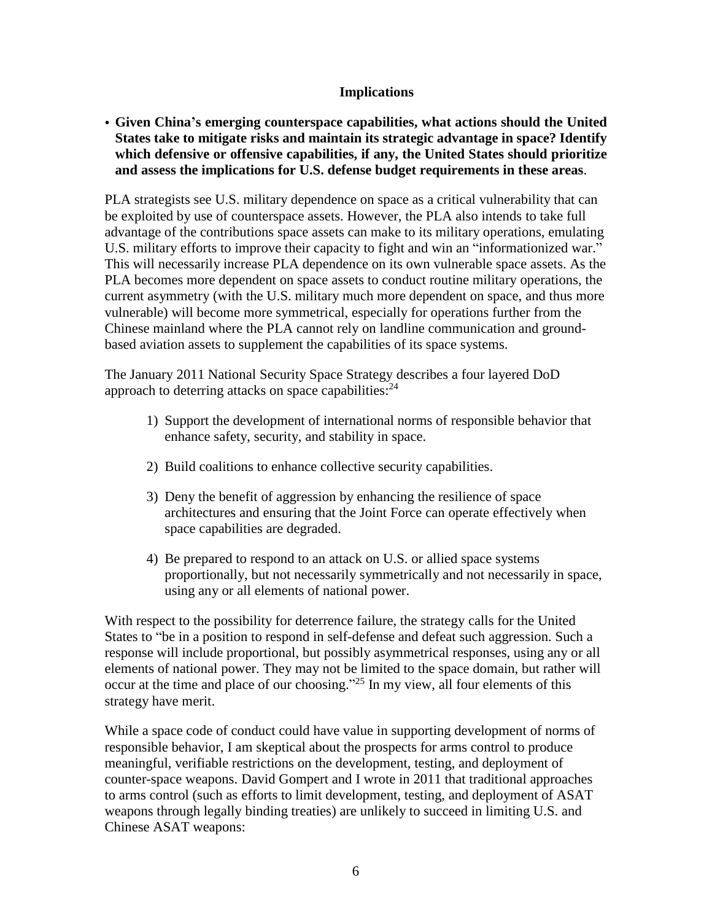### Implications

- **Given China's emerging counterspace capabilities, what actions should the United States take to mitigate risks and maintain its strategic advantage in space? Identify which defensive or offensive capabilities, if any, the United States should prioritize and assess the implications for U.S. defense budget requirements in these areas**.

PLA strategists see U.S. military dependence on space as a critical vulnerability that can be exploited by use of counterspace assets. However, the PLA also intends to take full advantage of the contributions space assets can make to its military operations, emulating U.S. military efforts to improve their capacity to fight and win an "informationized war." This will necessarily increase PLA dependence on its own vulnerable space assets. As the PLA becomes more dependent on space assets to conduct routine military operations, the current asymmetry (with the U.S. military much more dependent on space, and thus more vulnerable) will become more symmetrical, especially for operations further from the Chinese mainland where the PLA cannot rely on landline communication and ground-based aviation assets to supplement the capabilities of its space systems.

The January 2011 National Security Space Strategy describes a four layered DoD approach to deterring attacks on space capabilities:[24]

1) Support the development of international norms of responsible behavior that enhance safety, security, and stability in space.

2) Build coalitions to enhance collective security capabilities.

3) Deny the benefit of aggression by enhancing the resilience of space architectures and ensuring that the Joint Force can operate effectively when space capabilities are degraded.

4) Be prepared to respond to an attack on U.S. or allied space systems proportionally, but not necessarily symmetrically and not necessarily in space, using any or all elements of national power.

With respect to the possibility for deterrence failure, the strategy calls for the United States to "be in a position to respond in self-defense and defeat such aggression. Such a response will include proportional, but possibly asymmetrical responses, using any or all elements of national power. They may not be limited to the space domain, but rather will occur at the time and place of our choosing."[25] In my view, all four elements of this strategy have merit.

While a space code of conduct could have value in supporting development of norms of responsible behavior, I am skeptical about the prospects for arms control to produce meaningful, verifiable restrictions on the development, testing, and deployment of counter-space weapons. David Gompert and I wrote in 2011 that traditional approaches to arms control (such as efforts to limit development, testing, and deployment of ASAT weapons through legally binding treaties) are unlikely to succeed in limiting U.S. and Chinese ASAT weapons: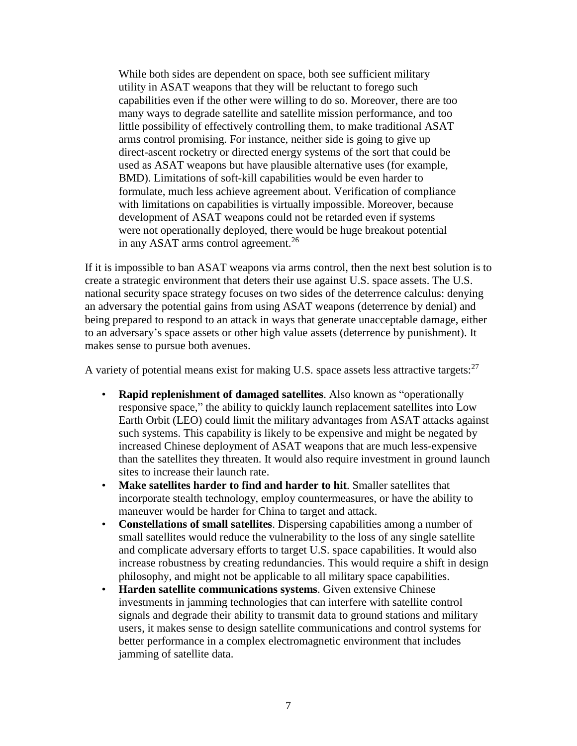> While both sides are dependent on space, both see sufficient military utility in ASAT weapons that they will be reluctant to forego such capabilities even if the other were willing to do so. Moreover, there are too many ways to degrade satellite and satellite mission performance, and too little possibility of effectively controlling them, to make traditional ASAT arms control promising. For instance, neither side is going to give up direct-ascent rocketry or directed energy systems of the sort that could be used as ASAT weapons but have plausible alternative uses (for example, BMD). Limitations of soft-kill capabilities would be even harder to formulate, much less achieve agreement about. Verification of compliance with limitations on capabilities is virtually impossible. Moreover, because development of ASAT weapons could not be retarded even if systems were not operationally deployed, there would be huge breakout potential in any ASAT arms control agreement.[26]

If it is impossible to ban ASAT weapons via arms control, then the next best solution is to create a strategic environment that deters their use against U.S. space assets. The U.S. national security space strategy focuses on two sides of the deterrence calculus: denying an adversary the potential gains from using ASAT weapons (deterrence by denial) and being prepared to respond to an attack in ways that generate unacceptable damage, either to an adversary's space assets or other high value assets (deterrence by punishment). It makes sense to pursue both avenues.

A variety of potential means exist for making U.S. space assets less attractive targets:[27]

- **Rapid replenishment of damaged satellites**. Also known as "operationally responsive space," the ability to quickly launch replacement satellites into Low Earth Orbit (LEO) could limit the military advantages from ASAT attacks against such systems. This capability is likely to be expensive and might be negated by increased Chinese deployment of ASAT weapons that are much less-expensive than the satellites they threaten. It would also require investment in ground launch sites to increase their launch rate.
- **Make satellites harder to find and harder to hit**. Smaller satellites that incorporate stealth technology, employ countermeasures, or have the ability to maneuver would be harder for China to target and attack.
- **Constellations of small satellites**. Dispersing capabilities among a number of small satellites would reduce the vulnerability to the loss of any single satellite and complicate adversary efforts to target U.S. space capabilities. It would also increase robustness by creating redundancies. This would require a shift in design philosophy, and might not be applicable to all military space capabilities.
- **Harden satellite communications systems**. Given extensive Chinese investments in jamming technologies that can interfere with satellite control signals and degrade their ability to transmit data to ground stations and military users, it makes sense to design satellite communications and control systems for better performance in a complex electromagnetic environment that includes jamming of satellite data.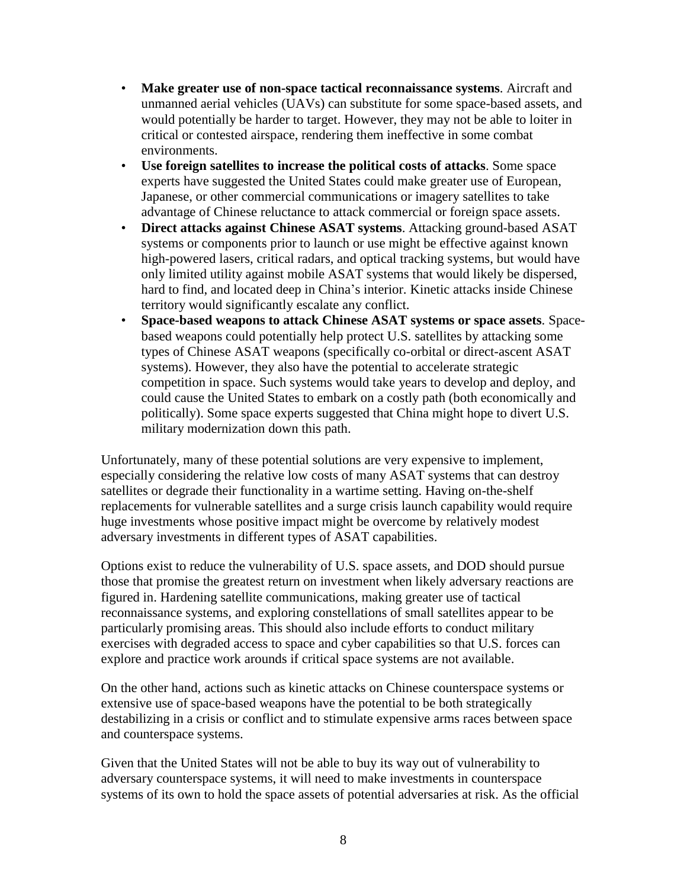- **Make greater use of non-space tactical reconnaissance systems**. Aircraft and unmanned aerial vehicles (UAVs) can substitute for some space-based assets, and would potentially be harder to target. However, they may not be able to loiter in critical or contested airspace, rendering them ineffective in some combat environments.
- **Use foreign satellites to increase the political costs of attacks**. Some space experts have suggested the United States could make greater use of European, Japanese, or other commercial communications or imagery satellites to take advantage of Chinese reluctance to attack commercial or foreign space assets.
- **Direct attacks against Chinese ASAT systems**. Attacking ground-based ASAT systems or components prior to launch or use might be effective against known high-powered lasers, critical radars, and optical tracking systems, but would have only limited utility against mobile ASAT systems that would likely be dispersed, hard to find, and located deep in China's interior. Kinetic attacks inside Chinese territory would significantly escalate any conflict.
- **Space-based weapons to attack Chinese ASAT systems or space assets**. Space-based weapons could potentially help protect U.S. satellites by attacking some types of Chinese ASAT weapons (specifically co-orbital or direct-ascent ASAT systems). However, they also have the potential to accelerate strategic competition in space. Such systems would take years to develop and deploy, and could cause the United States to embark on a costly path (both economically and politically). Some space experts suggested that China might hope to divert U.S. military modernization down this path.

Unfortunately, many of these potential solutions are very expensive to implement, especially considering the relative low costs of many ASAT systems that can destroy satellites or degrade their functionality in a wartime setting. Having on-the-shelf replacements for vulnerable satellites and a surge crisis launch capability would require huge investments whose positive impact might be overcome by relatively modest adversary investments in different types of ASAT capabilities.

Options exist to reduce the vulnerability of U.S. space assets, and DOD should pursue those that promise the greatest return on investment when likely adversary reactions are figured in. Hardening satellite communications, making greater use of tactical reconnaissance systems, and exploring constellations of small satellites appear to be particularly promising areas. This should also include efforts to conduct military exercises with degraded access to space and cyber capabilities so that U.S. forces can explore and practice work arounds if critical space systems are not available.

On the other hand, actions such as kinetic attacks on Chinese counterspace systems or extensive use of space-based weapons have the potential to be both strategically destabilizing in a crisis or conflict and to stimulate expensive arms races between space and counterspace systems.

Given that the United States will not be able to buy its way out of vulnerability to adversary counterspace systems, it will need to make investments in counterspace systems of its own to hold the space assets of potential adversaries at risk. As the official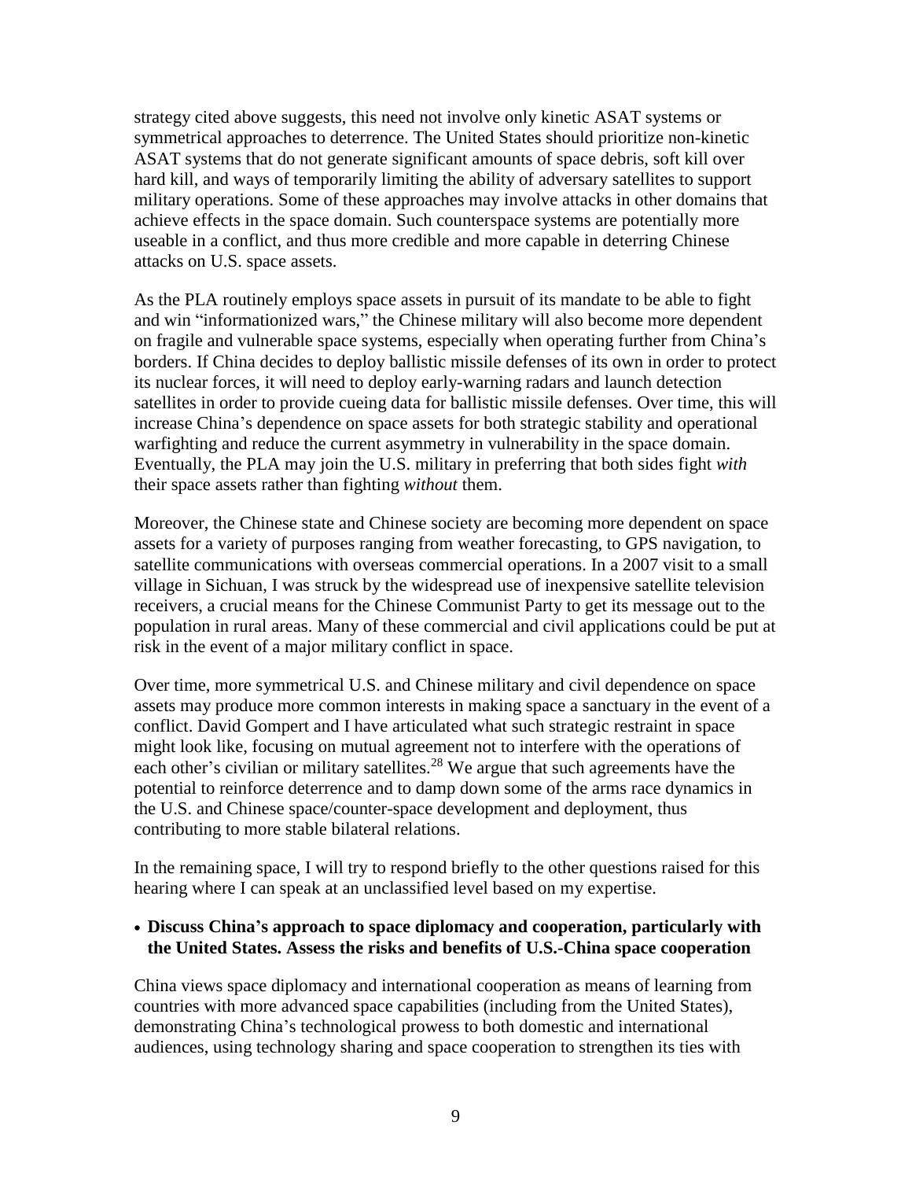strategy cited above suggests, this need not involve only kinetic ASAT systems or symmetrical approaches to deterrence. The United States should prioritize non-kinetic ASAT systems that do not generate significant amounts of space debris, soft kill over hard kill, and ways of temporarily limiting the ability of adversary satellites to support military operations. Some of these approaches may involve attacks in other domains that achieve effects in the space domain. Such counterspace systems are potentially more useable in a conflict, and thus more credible and more capable in deterring Chinese attacks on U.S. space assets.

As the PLA routinely employs space assets in pursuit of its mandate to be able to fight and win "informationized wars," the Chinese military will also become more dependent on fragile and vulnerable space systems, especially when operating further from China's borders. If China decides to deploy ballistic missile defenses of its own in order to protect its nuclear forces, it will need to deploy early-warning radars and launch detection satellites in order to provide cueing data for ballistic missile defenses. Over time, this will increase China's dependence on space assets for both strategic stability and operational warfighting and reduce the current asymmetry in vulnerability in the space domain. Eventually, the PLA may join the U.S. military in preferring that both sides fight *with* their space assets rather than fighting *without* them.

Moreover, the Chinese state and Chinese society are becoming more dependent on space assets for a variety of purposes ranging from weather forecasting, to GPS navigation, to satellite communications with overseas commercial operations. In a 2007 visit to a small village in Sichuan, I was struck by the widespread use of inexpensive satellite television receivers, a crucial means for the Chinese Communist Party to get its message out to the population in rural areas. Many of these commercial and civil applications could be put at risk in the event of a major military conflict in space.

Over time, more symmetrical U.S. and Chinese military and civil dependence on space assets may produce more common interests in making space a sanctuary in the event of a conflict. David Gompert and I have articulated what such strategic restraint in space might look like, focusing on mutual agreement not to interfere with the operations of each other's civilian or military satellites.[28] We argue that such agreements have the potential to reinforce deterrence and to damp down some of the arms race dynamics in the U.S. and Chinese space/counter-space development and deployment, thus contributing to more stable bilateral relations.

In the remaining space, I will try to respond briefly to the other questions raised for this hearing where I can speak at an unclassified level based on my expertise.

- **Discuss China's approach to space diplomacy and cooperation, particularly with the United States. Assess the risks and benefits of U.S.-China space cooperation**

China views space diplomacy and international cooperation as means of learning from countries with more advanced space capabilities (including from the United States), demonstrating China's technological prowess to both domestic and international audiences, using technology sharing and space cooperation to strengthen its ties with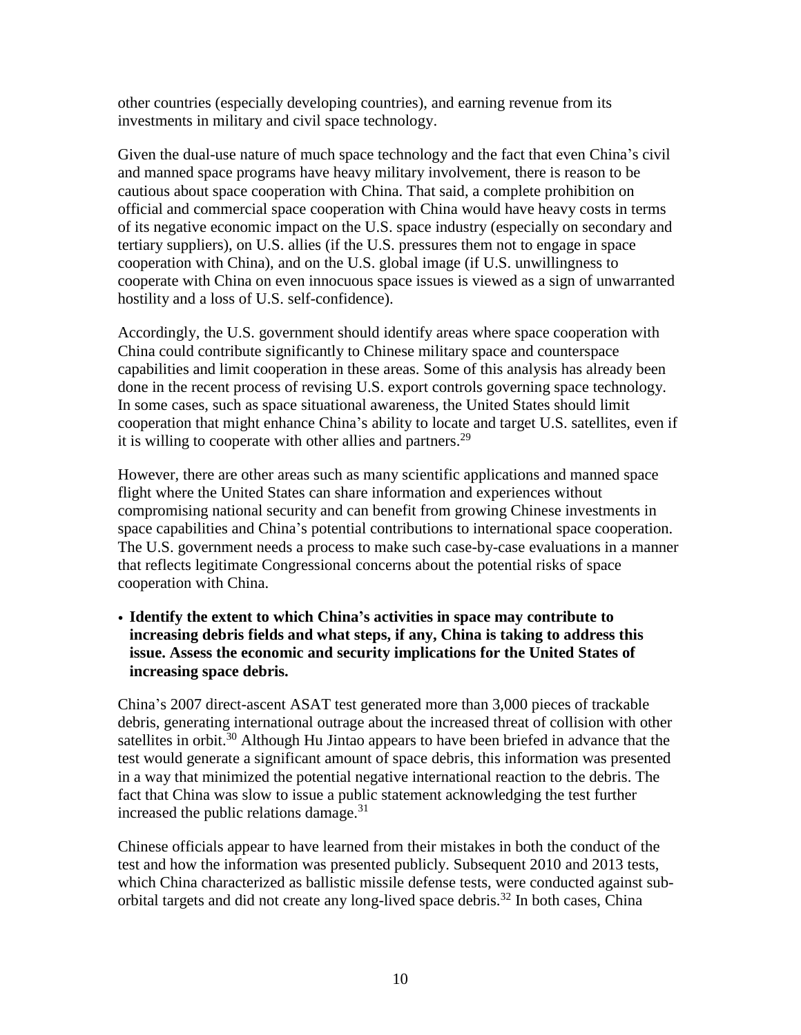other countries (especially developing countries), and earning revenue from its investments in military and civil space technology.

Given the dual-use nature of much space technology and the fact that even China's civil and manned space programs have heavy military involvement, there is reason to be cautious about space cooperation with China. That said, a complete prohibition on official and commercial space cooperation with China would have heavy costs in terms of its negative economic impact on the U.S. space industry (especially on secondary and tertiary suppliers), on U.S. allies (if the U.S. pressures them not to engage in space cooperation with China), and on the U.S. global image (if U.S. unwillingness to cooperate with China on even innocuous space issues is viewed as a sign of unwarranted hostility and a loss of U.S. self-confidence).

Accordingly, the U.S. government should identify areas where space cooperation with China could contribute significantly to Chinese military space and counterspace capabilities and limit cooperation in these areas. Some of this analysis has already been done in the recent process of revising U.S. export controls governing space technology. In some cases, such as space situational awareness, the United States should limit cooperation that might enhance China's ability to locate and target U.S. satellites, even if it is willing to cooperate with other allies and partners.[29]

However, there are other areas such as many scientific applications and manned space flight where the United States can share information and experiences without compromising national security and can benefit from growing Chinese investments in space capabilities and China's potential contributions to international space cooperation. The U.S. government needs a process to make such case-by-case evaluations in a manner that reflects legitimate Congressional concerns about the potential risks of space cooperation with China.

- **Identify the extent to which China's activities in space may contribute to increasing debris fields and what steps, if any, China is taking to address this issue. Assess the economic and security implications for the United States of increasing space debris.**

China's 2007 direct-ascent ASAT test generated more than 3,000 pieces of trackable debris, generating international outrage about the increased threat of collision with other satellites in orbit.[30] Although Hu Jintao appears to have been briefed in advance that the test would generate a significant amount of space debris, this information was presented in a way that minimized the potential negative international reaction to the debris. The fact that China was slow to issue a public statement acknowledging the test further increased the public relations damage.[31]

Chinese officials appear to have learned from their mistakes in both the conduct of the test and how the information was presented publicly. Subsequent 2010 and 2013 tests, which China characterized as ballistic missile defense tests, were conducted against sub-orbital targets and did not create any long-lived space debris.[32] In both cases, China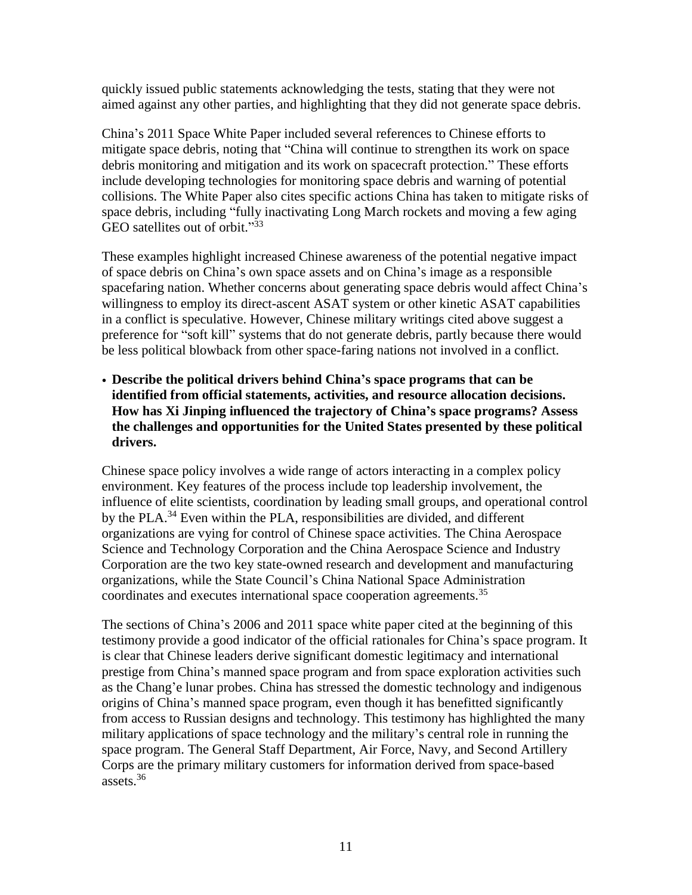quickly issued public statements acknowledging the tests, stating that they were not aimed against any other parties, and highlighting that they did not generate space debris.

China's 2011 Space White Paper included several references to Chinese efforts to mitigate space debris, noting that "China will continue to strengthen its work on space debris monitoring and mitigation and its work on spacecraft protection." These efforts include developing technologies for monitoring space debris and warning of potential collisions. The White Paper also cites specific actions China has taken to mitigate risks of space debris, including "fully inactivating Long March rockets and moving a few aging GEO satellites out of orbit."[33]

These examples highlight increased Chinese awareness of the potential negative impact of space debris on China's own space assets and on China's image as a responsible spacefaring nation. Whether concerns about generating space debris would affect China's willingness to employ its direct-ascent ASAT system or other kinetic ASAT capabilities in a conflict is speculative. However, Chinese military writings cited above suggest a preference for "soft kill" systems that do not generate debris, partly because there would be less political blowback from other space-faring nations not involved in a conflict.

- **Describe the political drivers behind China's space programs that can be identified from official statements, activities, and resource allocation decisions. How has Xi Jinping influenced the trajectory of China's space programs? Assess the challenges and opportunities for the United States presented by these political drivers.**

Chinese space policy involves a wide range of actors interacting in a complex policy environment. Key features of the process include top leadership involvement, the influence of elite scientists, coordination by leading small groups, and operational control by the PLA.[34] Even within the PLA, responsibilities are divided, and different organizations are vying for control of Chinese space activities. The China Aerospace Science and Technology Corporation and the China Aerospace Science and Industry Corporation are the two key state-owned research and development and manufacturing organizations, while the State Council's China National Space Administration coordinates and executes international space cooperation agreements.[35]

The sections of China's 2006 and 2011 space white paper cited at the beginning of this testimony provide a good indicator of the official rationales for China's space program. It is clear that Chinese leaders derive significant domestic legitimacy and international prestige from China's manned space program and from space exploration activities such as the Chang'e lunar probes. China has stressed the domestic technology and indigenous origins of China's manned space program, even though it has benefitted significantly from access to Russian designs and technology. This testimony has highlighted the many military applications of space technology and the military's central role in running the space program. The General Staff Department, Air Force, Navy, and Second Artillery Corps are the primary military customers for information derived from space-based assets.[36]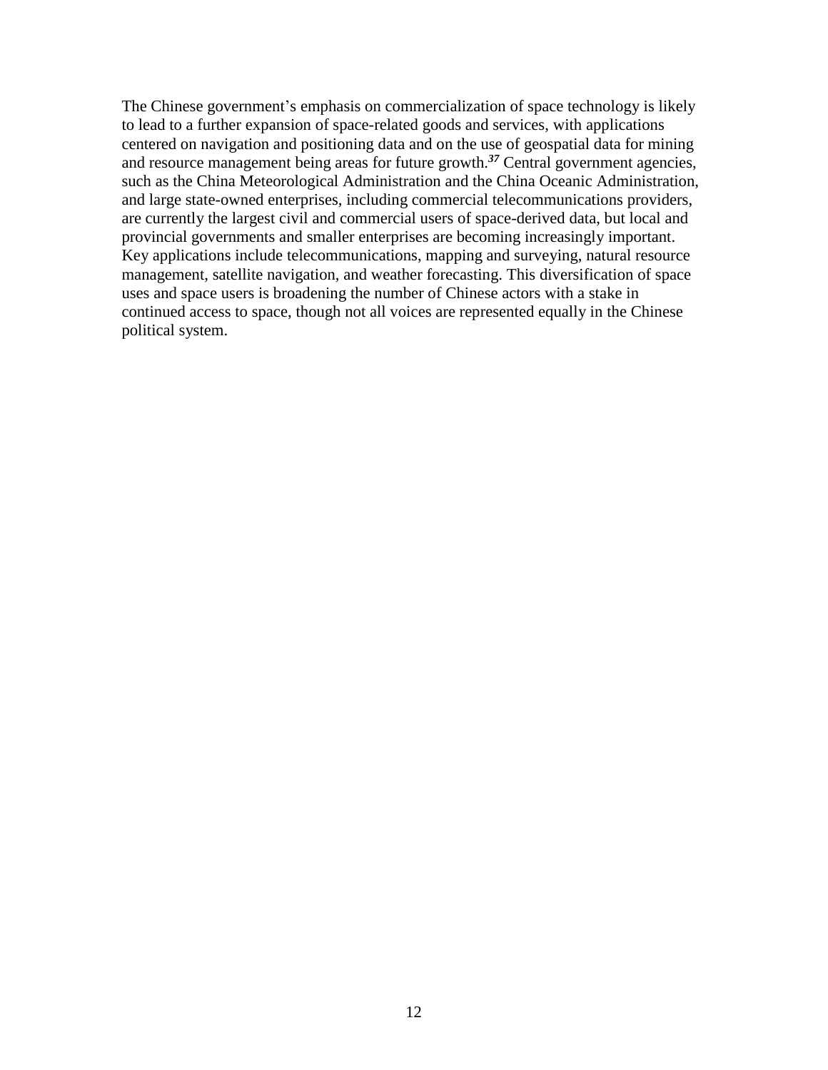The Chinese government's emphasis on commercialization of space technology is likely to lead to a further expansion of space-related goods and services, with applications centered on navigation and positioning data and on the use of geospatial data for mining and resource management being areas for future growth.[37] Central government agencies, such as the China Meteorological Administration and the China Oceanic Administration, and large state-owned enterprises, including commercial telecommunications providers, are currently the largest civil and commercial users of space-derived data, but local and provincial governments and smaller enterprises are becoming increasingly important. Key applications include telecommunications, mapping and surveying, natural resource management, satellite navigation, and weather forecasting. This diversification of space uses and space users is broadening the number of Chinese actors with a stake in continued access to space, though not all voices are represented equally in the Chinese political system.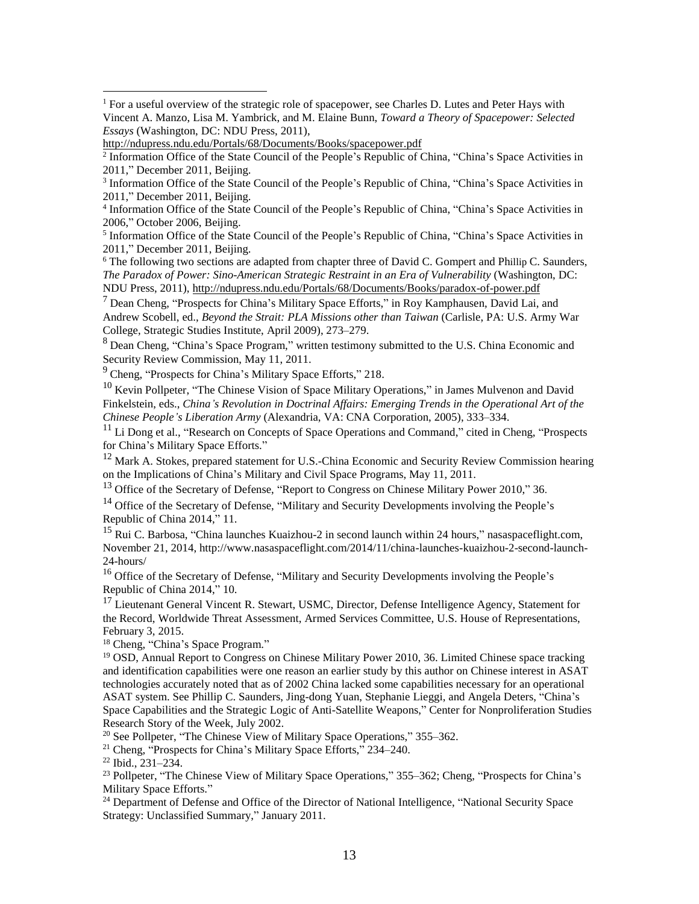[1] For a useful overview of the strategic role of spacepower, see Charles D. Lutes and Peter Hays with Vincent A. Manzo, Lisa M. Yambrick, and M. Elaine Bunn, *Toward a Theory of Spacepower: Selected Essays* (Washington, DC: NDU Press, 2011), http://ndupress.ndu.edu/Portals/68/Documents/Books/spacepower.pdf

[2] Information Office of the State Council of the People's Republic of China, "China's Space Activities in 2011," December 2011, Beijing.

[3] Information Office of the State Council of the People's Republic of China, "China's Space Activities in 2011," December 2011, Beijing.

[4] Information Office of the State Council of the People's Republic of China, "China's Space Activities in 2006," October 2006, Beijing.

[5] Information Office of the State Council of the People's Republic of China, "China's Space Activities in 2011," December 2011, Beijing.

[6] The following two sections are adapted from chapter three of David C. Gompert and Phillip C. Saunders, *The Paradox of Power: Sino-American Strategic Restraint in an Era of Vulnerability* (Washington, DC: NDU Press, 2011), http://ndupress.ndu.edu/Portals/68/Documents/Books/paradox-of-power.pdf

[7] Dean Cheng, "Prospects for China's Military Space Efforts," in Roy Kamphausen, David Lai, and Andrew Scobell, ed., *Beyond the Strait: PLA Missions other than Taiwan* (Carlisle, PA: U.S. Army War College, Strategic Studies Institute, April 2009), 273–279.

[8] Dean Cheng, "China's Space Program," written testimony submitted to the U.S. China Economic and Security Review Commission, May 11, 2011.

[9] Cheng, "Prospects for China's Military Space Efforts," 218.

[10] Kevin Pollpeter, "The Chinese Vision of Space Military Operations," in James Mulvenon and David Finkelstein, eds., *China's Revolution in Doctrinal Affairs: Emerging Trends in the Operational Art of the Chinese People's Liberation Army* (Alexandria, VA: CNA Corporation, 2005), 333–334.

[11] Li Dong et al., "Research on Concepts of Space Operations and Command," cited in Cheng, "Prospects for China's Military Space Efforts."

[12] Mark A. Stokes, prepared statement for U.S.-China Economic and Security Review Commission hearing on the Implications of China's Military and Civil Space Programs, May 11, 2011.

[13] Office of the Secretary of Defense, "Report to Congress on Chinese Military Power 2010," 36.

[14] Office of the Secretary of Defense, "Military and Security Developments involving the People's Republic of China 2014," 11.

[15] Rui C. Barbosa, "China launches Kuaizhou-2 in second launch within 24 hours," nasaspaceflight.com, November 21, 2014, http://www.nasaspaceflight.com/2014/11/china-launches-kuaizhou-2-second-launch-24-hours/

[16] Office of the Secretary of Defense, "Military and Security Developments involving the People's Republic of China 2014," 10.

[17] Lieutenant General Vincent R. Stewart, USMC, Director, Defense Intelligence Agency, Statement for the Record, Worldwide Threat Assessment, Armed Services Committee, U.S. House of Representations, February 3, 2015.

[18] Cheng, "China's Space Program."

[19] OSD, Annual Report to Congress on Chinese Military Power 2010, 36. Limited Chinese space tracking and identification capabilities were one reason an earlier study by this author on Chinese interest in ASAT technologies accurately noted that as of 2002 China lacked some capabilities necessary for an operational ASAT system. See Phillip C. Saunders, Jing-dong Yuan, Stephanie Lieggi, and Angela Deters, "China's Space Capabilities and the Strategic Logic of Anti-Satellite Weapons," Center for Nonproliferation Studies Research Story of the Week, July 2002.

[20] See Pollpeter, "The Chinese View of Military Space Operations," 355–362.

[21] Cheng, "Prospects for China's Military Space Efforts," 234–240.

[22] Ibid., 231–234.

[23] Pollpeter, "The Chinese View of Military Space Operations," 355–362; Cheng, "Prospects for China's Military Space Efforts."

[24] Department of Defense and Office of the Director of National Intelligence, "National Security Space Strategy: Unclassified Summary," January 2011.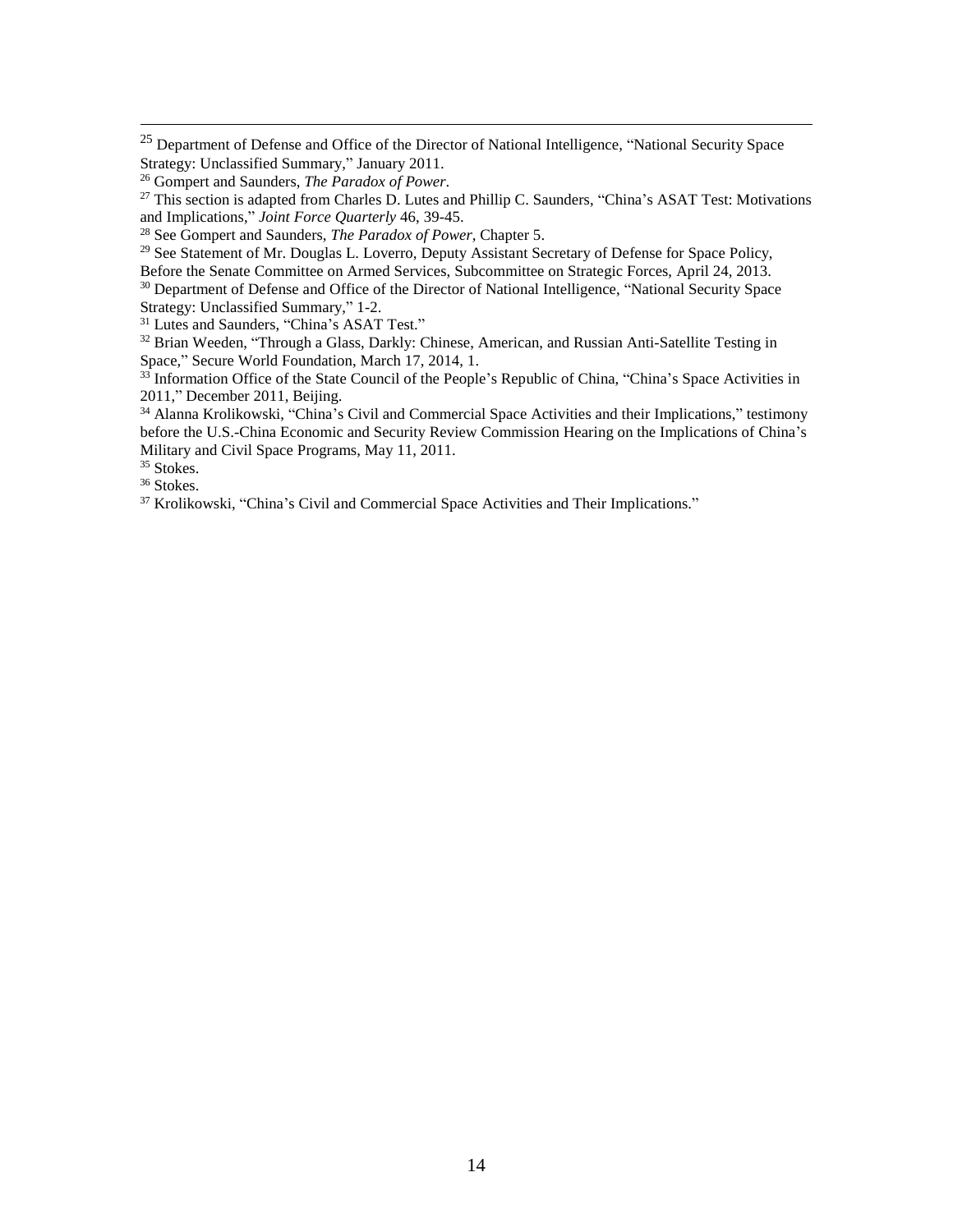[25] Department of Defense and Office of the Director of National Intelligence, "National Security Space Strategy: Unclassified Summary," January 2011.

[26] Gompert and Saunders, *The Paradox of Power*.

[27] This section is adapted from Charles D. Lutes and Phillip C. Saunders, "China's ASAT Test: Motivations and Implications," *Joint Force Quarterly* 46, 39-45.

[28] See Gompert and Saunders, *The Paradox of Power*, Chapter 5.

[29] See Statement of Mr. Douglas L. Loverro, Deputy Assistant Secretary of Defense for Space Policy, Before the Senate Committee on Armed Services, Subcommittee on Strategic Forces, April 24, 2013.

[30] Department of Defense and Office of the Director of National Intelligence, "National Security Space Strategy: Unclassified Summary," 1-2.

[31] Lutes and Saunders, "China's ASAT Test."

[32] Brian Weeden, "Through a Glass, Darkly: Chinese, American, and Russian Anti-Satellite Testing in Space," Secure World Foundation, March 17, 2014, 1.

[33] Information Office of the State Council of the People's Republic of China, "China's Space Activities in 2011," December 2011, Beijing.

[34] Alanna Krolikowski, "China's Civil and Commercial Space Activities and their Implications," testimony before the U.S.-China Economic and Security Review Commission Hearing on the Implications of China's Military and Civil Space Programs, May 11, 2011.

[35] Stokes.

[36] Stokes.

[37] Krolikowski, "China's Civil and Commercial Space Activities and Their Implications."